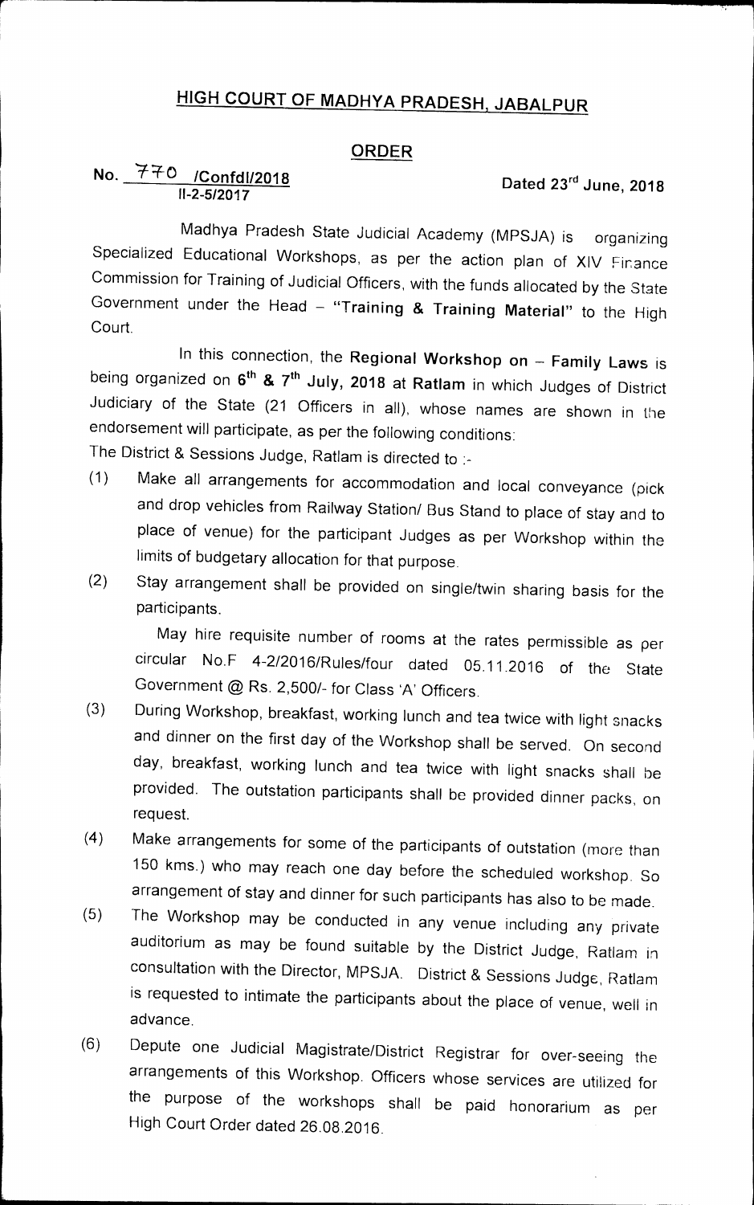# HIGH COURT OF MADHYA PRADESH, JABALPUR

## ORDER

**No. 770 /Confdl/2018**
**II-2-5/2017**

**Dated 23rd June, 2018**

Madhya Pradesh State Judicial Academy (MPSJA) is organizing Specialized Educational Workshops, as per the action plan of XIV Finance Commission for Training of Judicial Officers, with the funds allocated by the State Government under the Head – **"Training & Training Material"** to the High Court.

In this connection, the **Regional Workshop on – Family Laws** is being organized on **6th & 7th July, 2018 at Ratlam** in which Judges of District Judiciary of the State (21 Officers in all), whose names are shown in the endorsement will participate, as per the following conditions:

The District & Sessions Judge, Ratlam is directed to :-

(1) Make all arrangements for accommodation and local conveyance (pick and drop vehicles from Railway Station/ Bus Stand to place of stay and to place of venue) for the participant Judges as per Workshop within the limits of budgetary allocation for that purpose.

(2) Stay arrangement shall be provided on single/twin sharing basis for the participants.

May hire requisite number of rooms at the rates permissible as per circular No.F 4-2/2016/Rules/four dated 05.11.2016 of the State Government @ Rs. 2,500/- for Class 'A' Officers.

(3) During Workshop, breakfast, working lunch and tea twice with light snacks and dinner on the first day of the Workshop shall be served. On second day, breakfast, working lunch and tea twice with light snacks shall be provided. The outstation participants shall be provided dinner packs, on request.

(4) Make arrangements for some of the participants of outstation (more than 150 kms.) who may reach one day before the scheduled workshop. So arrangement of stay and dinner for such participants has also to be made.

(5) The Workshop may be conducted in any venue including any private auditorium as may be found suitable by the District Judge, Ratlam in consultation with the Director, MPSJA. District & Sessions Judge, Ratlam is requested to intimate the participants about the place of venue, well in advance.

(6) Depute one Judicial Magistrate/District Registrar for over-seeing the arrangements of this Workshop. Officers whose services are utilized for the purpose of the workshops shall be paid honorarium as per High Court Order dated 26.08.2016.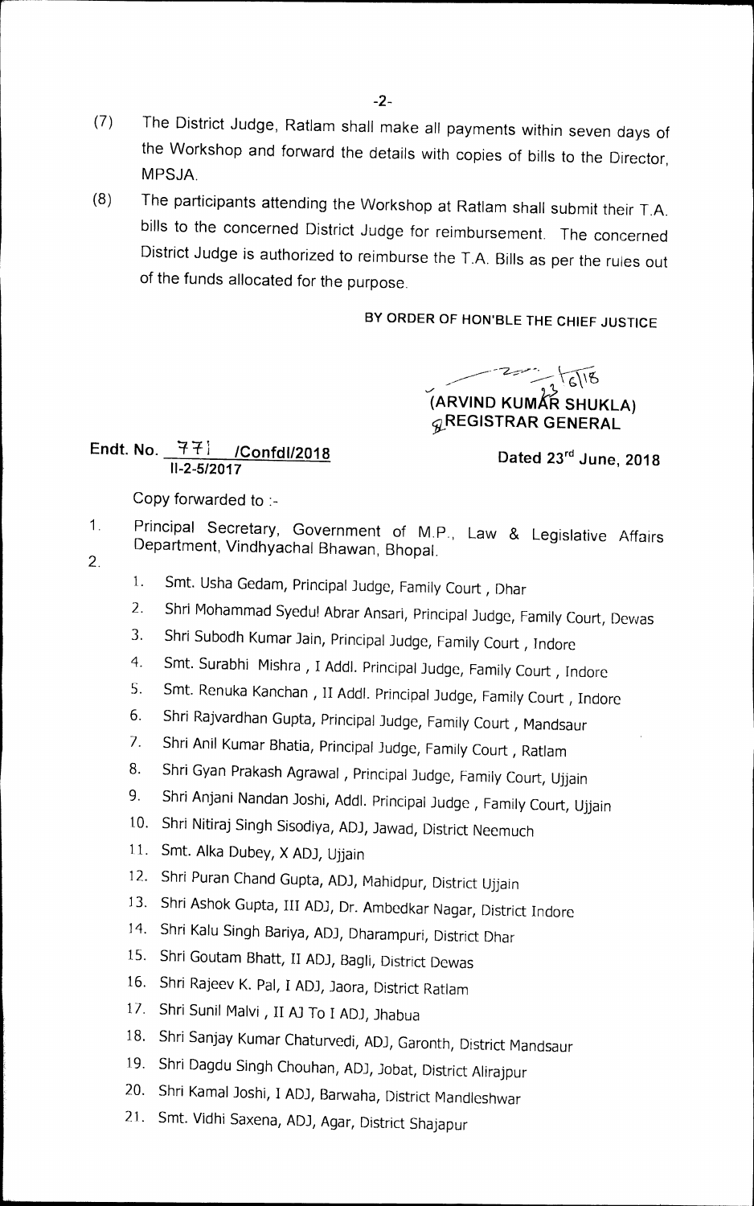(7) The District Judge, Ratlam shall make all payments within seven days of the Workshop and forward the details with copies of bills to the Director, MPSJA.

(8) The participants attending the Workshop at Ratlam shall submit their T.A. bills to the concerned District Judge for reimbursement. The concerned District Judge is authorized to reimburse the T.A. Bills as per the rules out of the funds allocated for the purpose.

**BY ORDER OF HON'BLE THE CHIEF JUSTICE**

23\6\18

**(ARVIND KUMAR SHUKLA)**
**REGISTRAR GENERAL**

**Endt. No. 771 /Confdl/2018**
**II-2-5/2017**

**Dated 23rd June, 2018**

Copy forwarded to :-

1. Principal Secretary, Government of M.P., Law & Legislative Affairs Department, Vindhyachal Bhawan, Bhopal.
2.
   1. Smt. Usha Gedam, Principal Judge, Family Court , Dhar
   2. Shri Mohammad Syedul Abrar Ansari, Principal Judge, Family Court, Dewas
   3. Shri Subodh Kumar Jain, Principal Judge, Family Court , Indore
   4. Smt. Surabhi Mishra , I Addl. Principal Judge, Family Court , Indore
   5. Smt. Renuka Kanchan , II Addl. Principal Judge, Family Court , Indore
   6. Shri Rajvardhan Gupta, Principal Judge, Family Court , Mandsaur
   7. Shri Anil Kumar Bhatia, Principal Judge, Family Court , Ratlam
   8. Shri Gyan Prakash Agrawal , Principal Judge, Family Court, Ujjain
   9. Shri Anjani Nandan Joshi, Addl. Principal Judge , Family Court, Ujjain
   10. Shri Nitiraj Singh Sisodiya, ADJ, Jawad, District Neemuch
   11. Smt. Alka Dubey, X ADJ, Ujjain
   12. Shri Puran Chand Gupta, ADJ, Mahidpur, District Ujjain
   13. Shri Ashok Gupta, III ADJ, Dr. Ambedkar Nagar, District Indore
   14. Shri Kalu Singh Bariya, ADJ, Dharampuri, District Dhar
   15. Shri Goutam Bhatt, II ADJ, Bagli, District Dewas
   16. Shri Rajeev K. Pal, I ADJ, Jaora, District Ratlam
   17. Shri Sunil Malvi , II AJ To I ADJ, Jhabua
   18. Shri Sanjay Kumar Chaturvedi, ADJ, Garonth, District Mandsaur
   19. Shri Dagdu Singh Chouhan, ADJ, Jobat, District Alirajpur
   20. Shri Kamal Joshi, I ADJ, Barwaha, District Mandleshwar
   21. Smt. Vidhi Saxena, ADJ, Agar, District Shajapur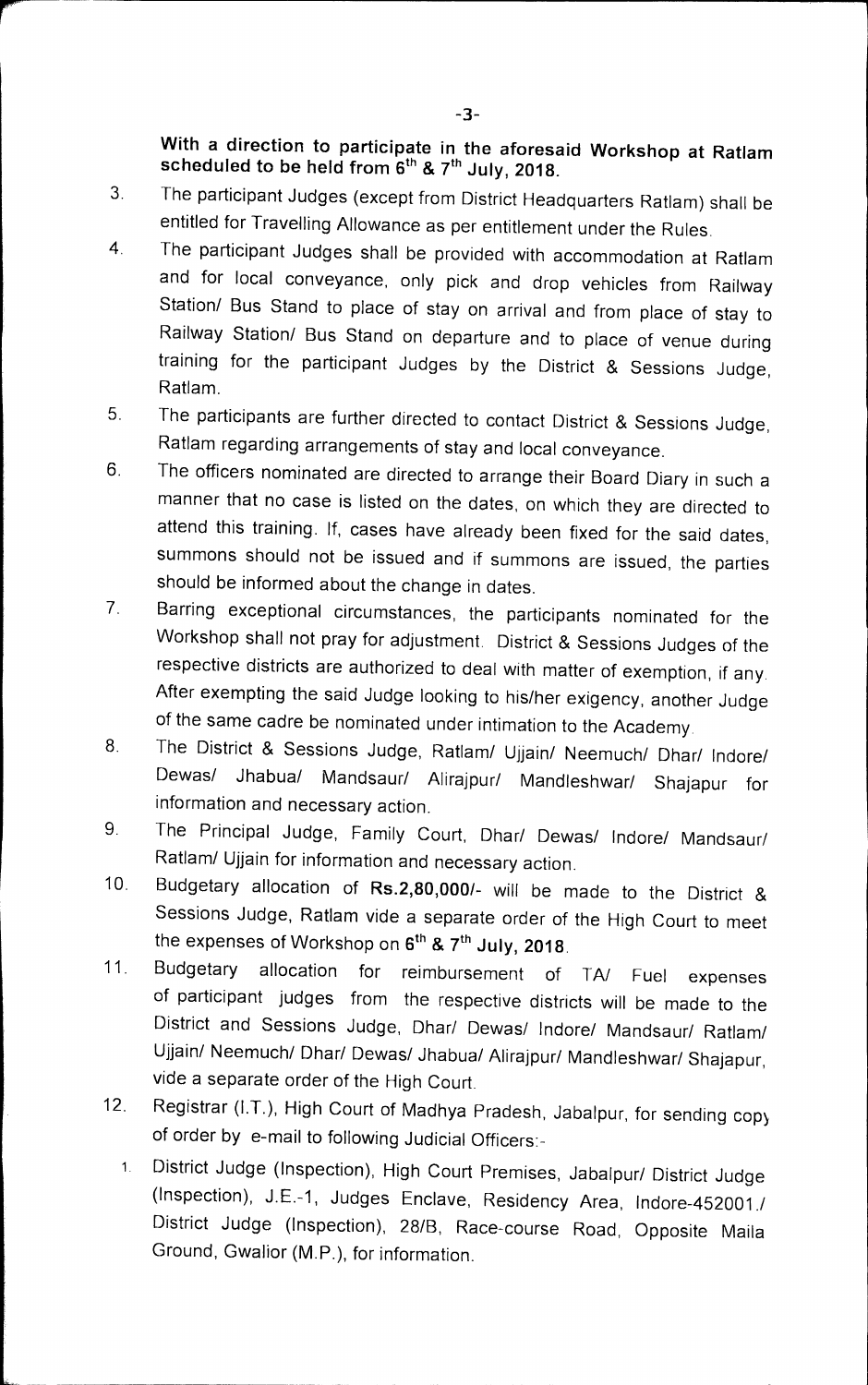**With a direction to participate in the aforesaid Workshop at Ratlam scheduled to be held from 6th & 7th July, 2018.**

3. The participant Judges (except from District Headquarters Ratlam) shall be entitled for Travelling Allowance as per entitlement under the Rules.
4. The participant Judges shall be provided with accommodation at Ratlam and for local conveyance, only pick and drop vehicles from Railway Station/ Bus Stand to place of stay on arrival and from place of stay to Railway Station/ Bus Stand on departure and to place of venue during training for the participant Judges by the District & Sessions Judge, Ratlam.
5. The participants are further directed to contact District & Sessions Judge, Ratlam regarding arrangements of stay and local conveyance.
6. The officers nominated are directed to arrange their Board Diary in such a manner that no case is listed on the dates, on which they are directed to attend this training. If, cases have already been fixed for the said dates, summons should not be issued and if summons are issued, the parties should be informed about the change in dates.
7. Barring exceptional circumstances, the participants nominated for the Workshop shall not pray for adjustment. District & Sessions Judges of the respective districts are authorized to deal with matter of exemption, if any. After exempting the said Judge looking to his/her exigency, another Judge of the same cadre be nominated under intimation to the Academy.
8. The District & Sessions Judge, Ratlam/ Ujjain/ Neemuch/ Dhar/ Indore/ Dewas/ Jhabua/ Mandsaur/ Alirajpur/ Mandleshwar/ Shajapur for information and necessary action.
9. The Principal Judge, Family Court, Dhar/ Dewas/ Indore/ Mandsaur/ Ratlam/ Ujjain for information and necessary action.
10. Budgetary allocation of **Rs.2,80,000/-** will be made to the District & Sessions Judge, Ratlam vide a separate order of the High Court to meet the expenses of Workshop on **6th & 7th July, 2018**.
11. Budgetary allocation for reimbursement of TA/ Fuel expenses of participant judges from the respective districts will be made to the District and Sessions Judge, Dhar/ Dewas/ Indore/ Mandsaur/ Ratlam/ Ujjain/ Neemuch/ Dhar/ Dewas/ Jhabua/ Alirajpur/ Mandleshwar/ Shajapur, vide a separate order of the High Court.
12. Registrar (I.T.), High Court of Madhya Pradesh, Jabalpur, for sending copy of order by e-mail to following Judicial Officers:-
    1. District Judge (Inspection), High Court Premises, Jabalpur/ District Judge (Inspection), J.E.-1, Judges Enclave, Residency Area, Indore-452001./ District Judge (Inspection), 28/B, Race-course Road, Opposite Maila Ground, Gwalior (M.P.), for information.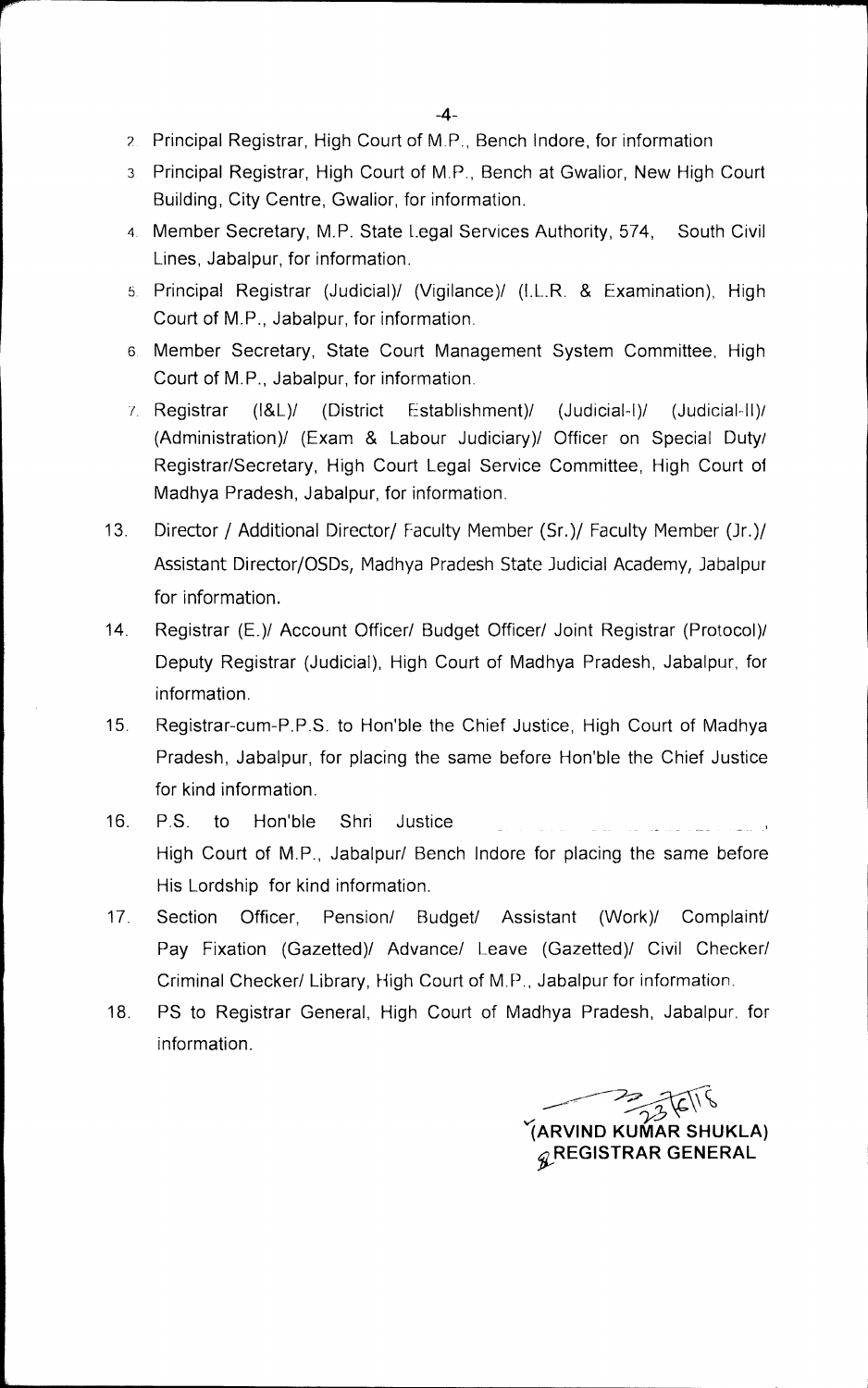2. Principal Registrar, High Court of M.P., Bench Indore, for information
3. Principal Registrar, High Court of M.P., Bench at Gwalior, New High Court Building, City Centre, Gwalior, for information.
4. Member Secretary, M.P. State Legal Services Authority, 574, South Civil Lines, Jabalpur, for information.
5. Principal Registrar (Judicial)/ (Vigilance)/ (I.L.R. & Examination), High Court of M.P., Jabalpur, for information.
6. Member Secretary, State Court Management System Committee, High Court of M.P., Jabalpur, for information.
7. Registrar (I&L)/ (District Establishment)/ (Judicial-I)/ (Judicial-II)/ (Administration)/ (Exam & Labour Judiciary)/ Officer on Special Duty/ Registrar/Secretary, High Court Legal Service Committee, High Court of Madhya Pradesh, Jabalpur, for information.

13. Director / Additional Director/ Faculty Member (Sr.)/ Faculty Member (Jr.)/ Assistant Director/OSDs, Madhya Pradesh State Judicial Academy, Jabalpur for information.
14. Registrar (E.)/ Account Officer/ Budget Officer/ Joint Registrar (Protocol)/ Deputy Registrar (Judicial), High Court of Madhya Pradesh, Jabalpur, for information.
15. Registrar-cum-P.P.S. to Hon'ble the Chief Justice, High Court of Madhya Pradesh, Jabalpur, for placing the same before Hon'ble the Chief Justice for kind information.
16. P.S. to Hon'ble Shri Justice ............................................., High Court of M.P., Jabalpur/ Bench Indore for placing the same before His Lordship for kind information.
17. Section Officer, Pension/ Budget/ Assistant (Work)/ Complaint/ Pay Fixation (Gazetted)/ Advance/ Leave (Gazetted)/ Civil Checker/ Criminal Checker/ Library, High Court of M.P., Jabalpur for information.
18. PS to Registrar General, High Court of Madhya Pradesh, Jabalpur, for information.

23/6/18

**(ARVIND KUMAR SHUKLA)**
**REGISTRAR GENERAL**